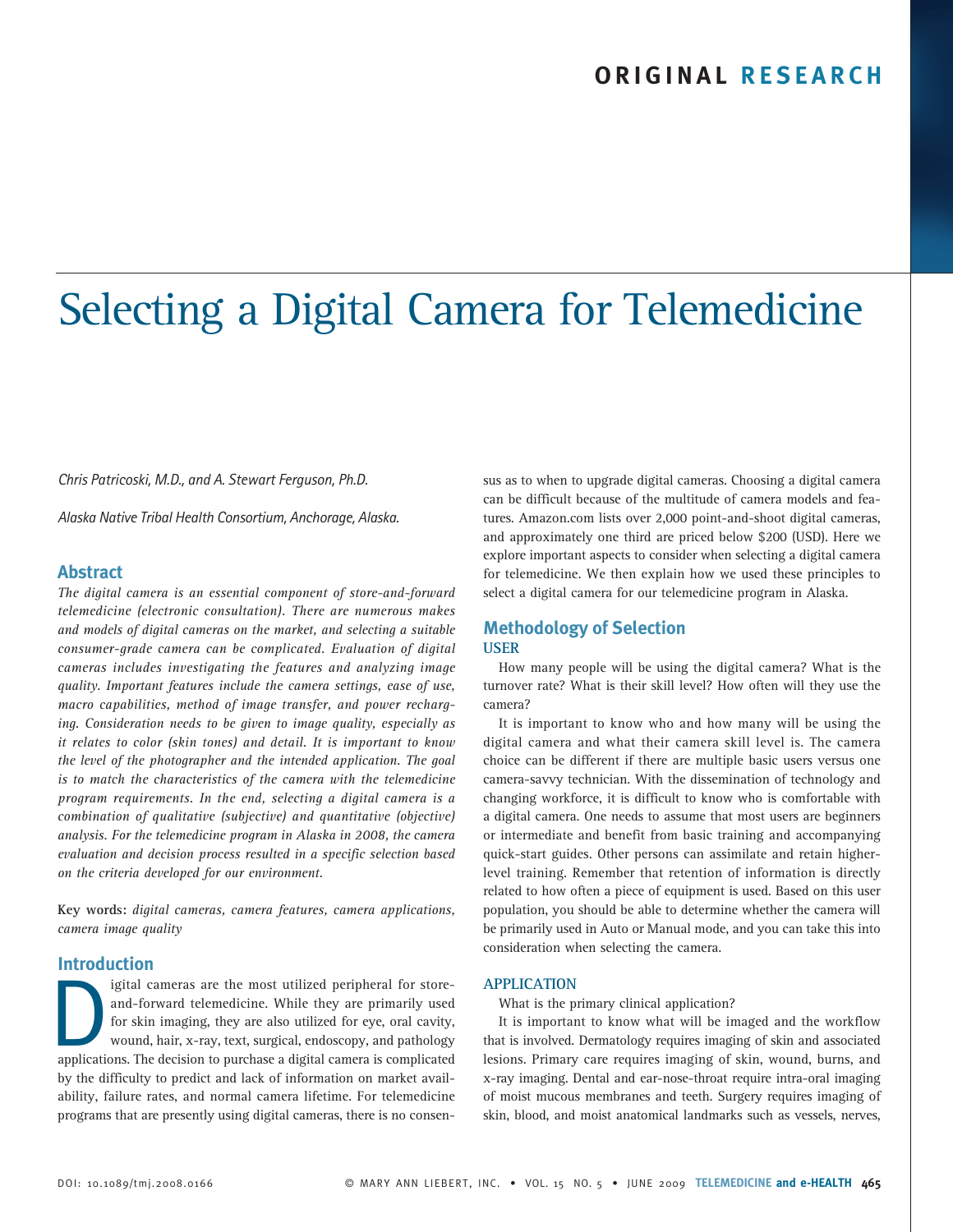ORIGINAL RESEARCH

# Selecting a Digital Camera for Telemedicine

*Chris Patricoski, M.D., and A. Stewart Ferguson, Ph.D.*

*Alaska Native Tribal Health Consortium, Anchorage, Alaska.*

## Abstract

*The digital camera is an essential component of store-and-forward telemedicine (electronic consultation). There are numerous makes and models of digital cameras on the market, and selecting a suitable consumer-grade camera can be complicated. Evaluation of digital cameras includes investigating the features and analyzing image quality. Important features include the camera settings, ease of use, macro capabilities, method of image transfer, and power recharging. Consideration needs to be given to image quality, especially as it relates to color (skin tones) and detail. It is important to know the level of the photographer and the intended application. The goal is to match the characteristics of the camera with the telemedicine program requirements. In the end, selecting a digital camera is a combination of qualitative (subjective) and quantitative (objective) analysis. For the telemedicine program in Alaska in 2008, the camera evaluation and decision process resulted in a specific selection based on the criteria developed for our environment.*

**Key words:** *digital cameras, camera features, camera applications, camera image quality*

## Introduction

Digital cameras are the most utilized peripheral for store-and-forward telemedicine. While they are primarily used for skin imaging, they are also utilized for eye, oral cavity, wound, hair, x-ray, text, surgical, endoscopy, and pathology applications. The decision to purchase a digital camera is complicated by the difficulty to predict and lack of information on market availability, failure rates, and normal camera lifetime. For telemedicine programs that are presently using digital cameras, there is no consensus as to when to upgrade digital cameras. Choosing a digital camera can be difficult because of the multitude of camera models and features. Amazon.com lists over 2,000 point-and-shoot digital cameras, and approximately one third are priced below $200 (USD). Here we explore important aspects to consider when selecting a digital camera for telemedicine. We then explain how we used these principles to select a digital camera for our telemedicine program in Alaska.

## Methodology of Selection

### USER

How many people will be using the digital camera? What is the turnover rate? What is their skill level? How often will they use the camera?

It is important to know who and how many will be using the digital camera and what their camera skill level is. The camera choice can be different if there are multiple basic users versus one camera-savvy technician. With the dissemination of technology and changing workforce, it is difficult to know who is comfortable with a digital camera. One needs to assume that most users are beginners or intermediate and benefit from basic training and accompanying quick-start guides. Other persons can assimilate and retain higher-level training. Remember that retention of information is directly related to how often a piece of equipment is used. Based on this user population, you should be able to determine whether the camera will be primarily used in Auto or Manual mode, and you can take this into consideration when selecting the camera.

### APPLICATION

What is the primary clinical application?

It is important to know what will be imaged and the workflow that is involved. Dermatology requires imaging of skin and associated lesions. Primary care requires imaging of skin, wound, burns, and x-ray imaging. Dental and ear-nose-throat require intra-oral imaging of moist mucous membranes and teeth. Surgery requires imaging of skin, blood, and moist anatomical landmarks such as vessels, nerves,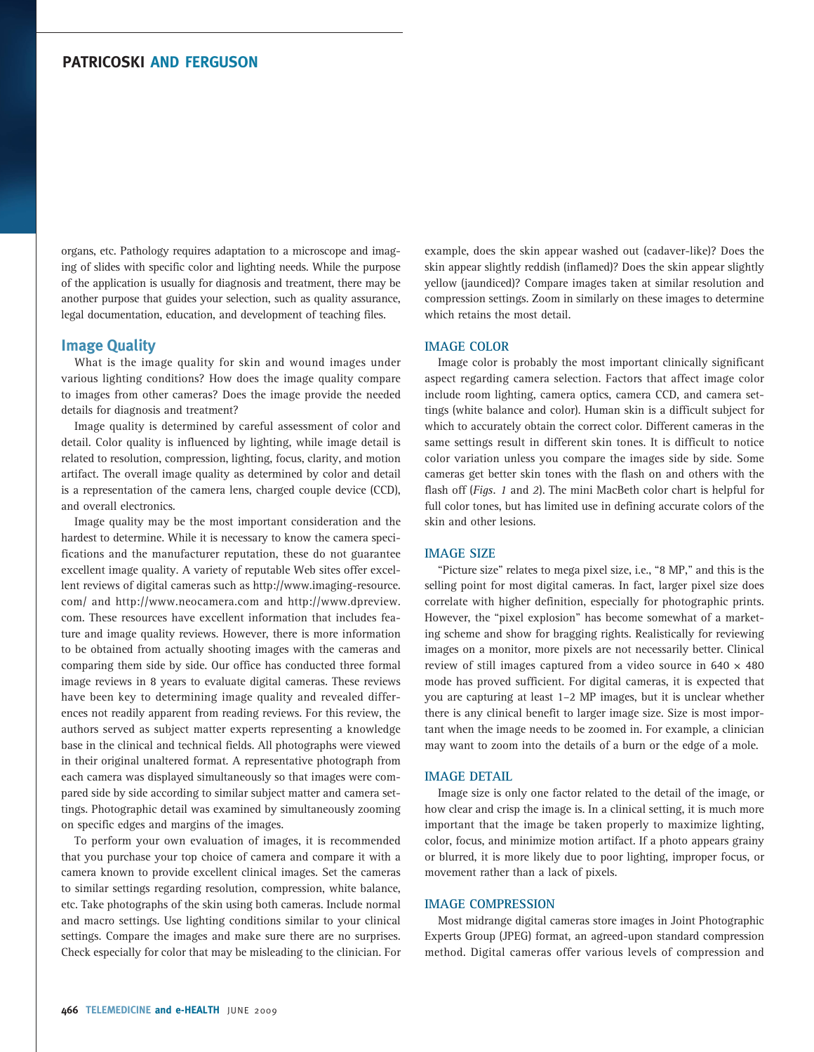organs, etc. Pathology requires adaptation to a microscope and imaging of slides with specific color and lighting needs. While the purpose of the application is usually for diagnosis and treatment, there may be another purpose that guides your selection, such as quality assurance, legal documentation, education, and development of teaching files.

## Image Quality

What is the image quality for skin and wound images under various lighting conditions? How does the image quality compare to images from other cameras? Does the image provide the needed details for diagnosis and treatment?

Image quality is determined by careful assessment of color and detail. Color quality is influenced by lighting, while image detail is related to resolution, compression, lighting, focus, clarity, and motion artifact. The overall image quality as determined by color and detail is a representation of the camera lens, charged couple device (CCD), and overall electronics.

Image quality may be the most important consideration and the hardest to determine. While it is necessary to know the camera specifications and the manufacturer reputation, these do not guarantee excellent image quality. A variety of reputable Web sites offer excellent reviews of digital cameras such as http://www.imaging-resource.com/ and http://www.neocamera.com and http://www.dpreview.com. These resources have excellent information that includes feature and image quality reviews. However, there is more information to be obtained from actually shooting images with the cameras and comparing them side by side. Our office has conducted three formal image reviews in 8 years to evaluate digital cameras. These reviews have been key to determining image quality and revealed differences not readily apparent from reading reviews. For this review, the authors served as subject matter experts representing a knowledge base in the clinical and technical fields. All photographs were viewed in their original unaltered format. A representative photograph from each camera was displayed simultaneously so that images were compared side by side according to similar subject matter and camera settings. Photographic detail was examined by simultaneously zooming on specific edges and margins of the images.

To perform your own evaluation of images, it is recommended that you purchase your top choice of camera and compare it with a camera known to provide excellent clinical images. Set the cameras to similar settings regarding resolution, compression, white balance, etc. Take photographs of the skin using both cameras. Include normal and macro settings. Use lighting conditions similar to your clinical settings. Compare the images and make sure there are no surprises. Check especially for color that may be misleading to the clinician. For example, does the skin appear washed out (cadaver-like)? Does the skin appear slightly reddish (inflamed)? Does the skin appear slightly yellow (jaundiced)? Compare images taken at similar resolution and compression settings. Zoom in similarly on these images to determine which retains the most detail.

### IMAGE COLOR

Image color is probably the most important clinically significant aspect regarding camera selection. Factors that affect image color include room lighting, camera optics, camera CCD, and camera settings (white balance and color). Human skin is a difficult subject for which to accurately obtain the correct color. Different cameras in the same settings result in different skin tones. It is difficult to notice color variation unless you compare the images side by side. Some cameras get better skin tones with the flash on and others with the flash off (*Figs. 1* and *2*). The mini MacBeth color chart is helpful for full color tones, but has limited use in defining accurate colors of the skin and other lesions.

### IMAGE SIZE

"Picture size" relates to mega pixel size, i.e., "8 MP," and this is the selling point for most digital cameras. In fact, larger pixel size does correlate with higher definition, especially for photographic prints. However, the "pixel explosion" has become somewhat of a marketing scheme and show for bragging rights. Realistically for reviewing images on a monitor, more pixels are not necessarily better. Clinical review of still images captured from a video source in 640 × 480 mode has proved sufficient. For digital cameras, it is expected that you are capturing at least 1–2 MP images, but it is unclear whether there is any clinical benefit to larger image size. Size is most important when the image needs to be zoomed in. For example, a clinician may want to zoom into the details of a burn or the edge of a mole.

### IMAGE DETAIL

Image size is only one factor related to the detail of the image, or how clear and crisp the image is. In a clinical setting, it is much more important that the image be taken properly to maximize lighting, color, focus, and minimize motion artifact. If a photo appears grainy or blurred, it is more likely due to poor lighting, improper focus, or movement rather than a lack of pixels.

### IMAGE COMPRESSION

Most midrange digital cameras store images in Joint Photographic Experts Group (JPEG) format, an agreed-upon standard compression method. Digital cameras offer various levels of compression and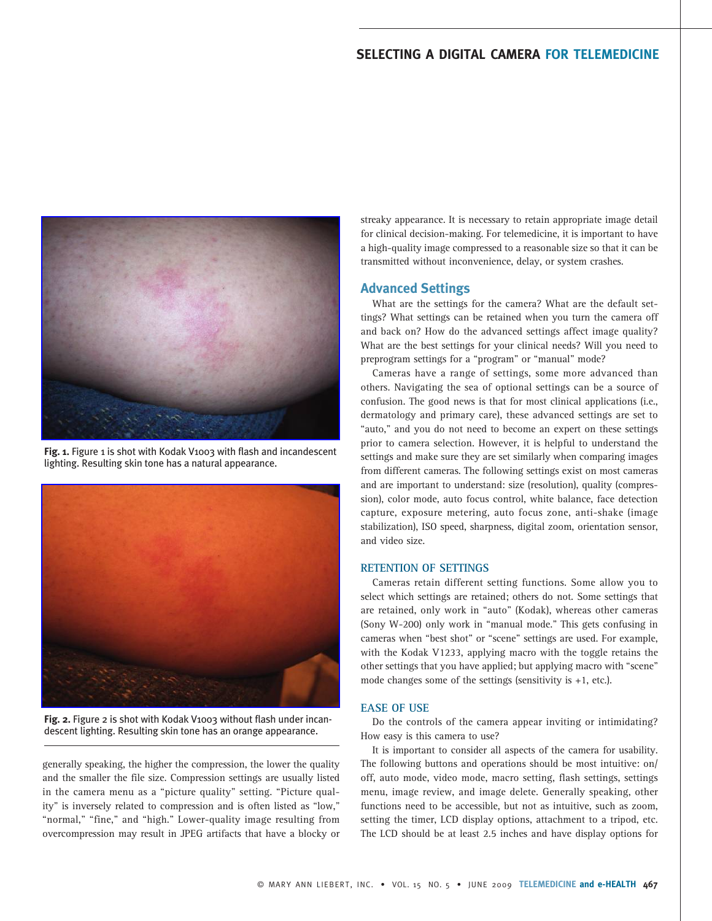Fig. 1. Figure 1 is shot with Kodak V1003 with flash and incandescent lighting. Resulting skin tone has a natural appearance.

Fig. 2. Figure 2 is shot with Kodak V1003 without flash under incandescent lighting. Resulting skin tone has an orange appearance.

generally speaking, the higher the compression, the lower the quality and the smaller the file size. Compression settings are usually listed in the camera menu as a "picture quality" setting. "Picture quality" is inversely related to compression and is often listed as "low," "normal," "fine," and "high." Lower-quality image resulting from overcompression may result in JPEG artifacts that have a blocky or streaky appearance. It is necessary to retain appropriate image detail for clinical decision-making. For telemedicine, it is important to have a high-quality image compressed to a reasonable size so that it can be transmitted without inconvenience, delay, or system crashes.

## Advanced Settings

What are the settings for the camera? What are the default settings? What settings can be retained when you turn the camera off and back on? How do the advanced settings affect image quality? What are the best settings for your clinical needs? Will you need to preprogram settings for a "program" or "manual" mode?

Cameras have a range of settings, some more advanced than others. Navigating the sea of optional settings can be a source of confusion. The good news is that for most clinical applications (i.e., dermatology and primary care), these advanced settings are set to "auto," and you do not need to become an expert on these settings prior to camera selection. However, it is helpful to understand the settings and make sure they are set similarly when comparing images from different cameras. The following settings exist on most cameras and are important to understand: size (resolution), quality (compression), color mode, auto focus control, white balance, face detection capture, exposure metering, auto focus zone, anti-shake (image stabilization), ISO speed, sharpness, digital zoom, orientation sensor, and video size.

### RETENTION OF SETTINGS

Cameras retain different setting functions. Some allow you to select which settings are retained; others do not. Some settings that are retained, only work in "auto" (Kodak), whereas other cameras (Sony W-200) only work in "manual mode." This gets confusing in cameras when "best shot" or "scene" settings are used. For example, with the Kodak V1233, applying macro with the toggle retains the other settings that you have applied; but applying macro with "scene" mode changes some of the settings (sensitivity is +1, etc.).

### EASE OF USE

Do the controls of the camera appear inviting or intimidating? How easy is this camera to use?

It is important to consider all aspects of the camera for usability. The following buttons and operations should be most intuitive: on/off, auto mode, video mode, macro setting, flash settings, settings menu, image review, and image delete. Generally speaking, other functions need to be accessible, but not as intuitive, such as zoom, setting the timer, LCD display options, attachment to a tripod, etc. The LCD should be at least 2.5 inches and have display options for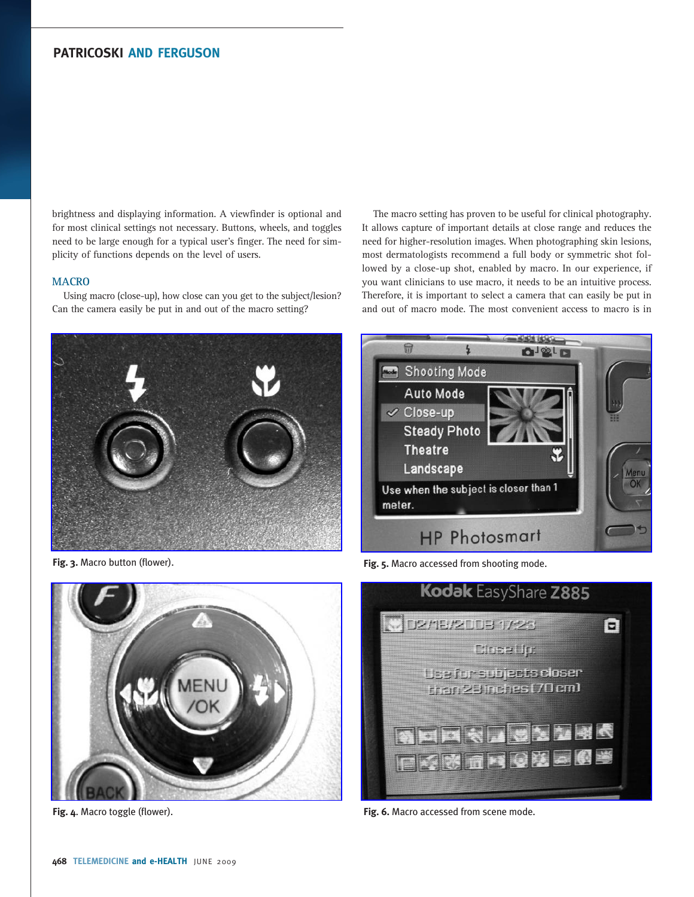brightness and displaying information. A viewfinder is optional and for most clinical settings not necessary. Buttons, wheels, and toggles need to be large enough for a typical user's finger. The need for simplicity of functions depends on the level of users.

## MACRO

Using macro (close-up), how close can you get to the subject/lesion? Can the camera easily be put in and out of the macro setting?

The macro setting has proven to be useful for clinical photography. It allows capture of important details at close range and reduces the need for higher-resolution images. When photographing skin lesions, most dermatologists recommend a full body or symmetric shot followed by a close-up shot, enabled by macro. In our experience, if you want clinicians to use macro, it needs to be an intuitive process. Therefore, it is important to select a camera that can easily be put in and out of macro mode. The most convenient access to macro is in

**Fig. 3.** Macro button (flower).

**Fig. 5.** Macro accessed from shooting mode.

**Fig. 4.** Macro toggle (flower).

**Fig. 6.** Macro accessed from scene mode.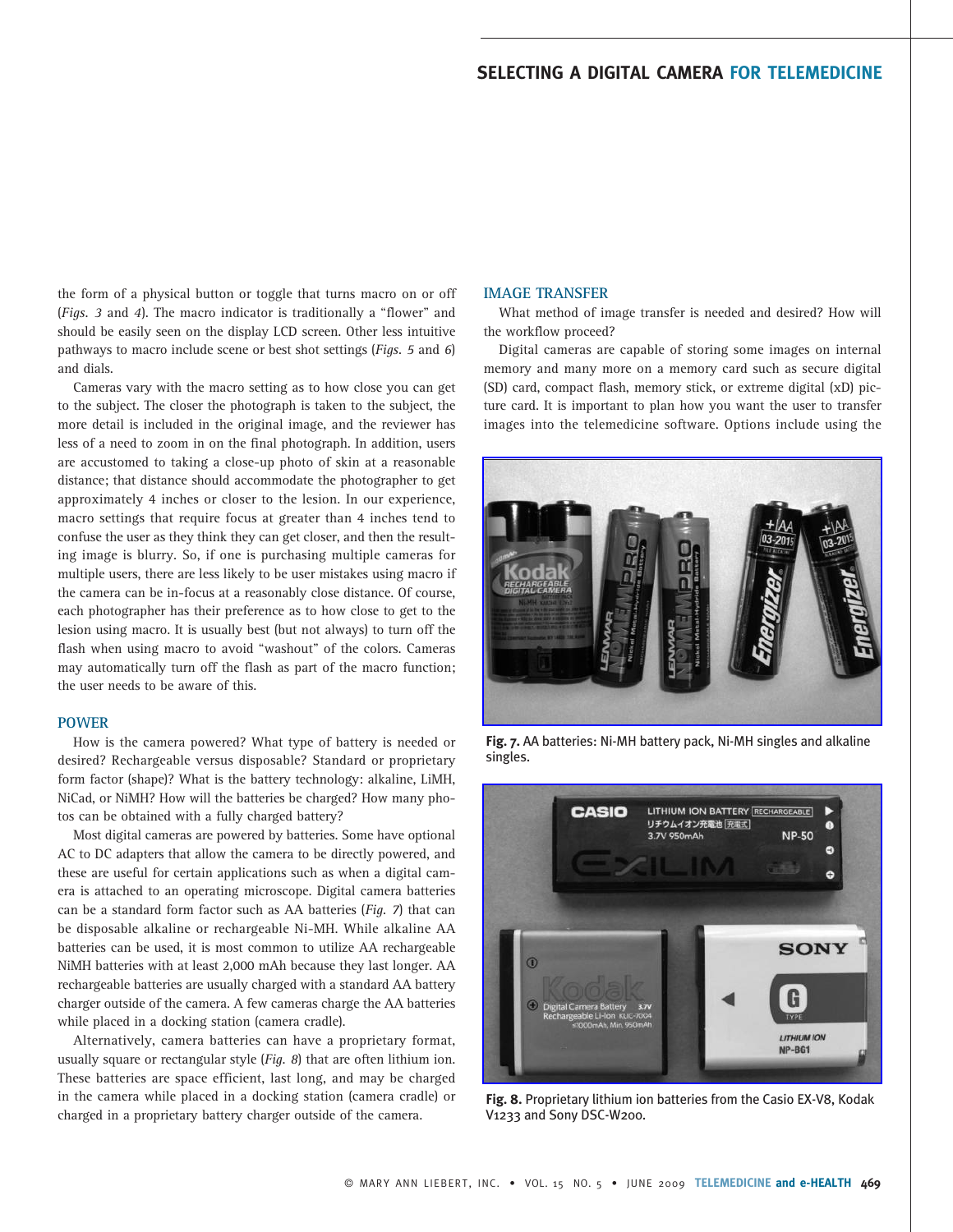the form of a physical button or toggle that turns macro on or off (*Figs. 3* and *4*). The macro indicator is traditionally a "flower" and should be easily seen on the display LCD screen. Other less intuitive pathways to macro include scene or best shot settings (*Figs. 5* and *6*) and dials.

Cameras vary with the macro setting as to how close you can get to the subject. The closer the photograph is taken to the subject, the more detail is included in the original image, and the reviewer has less of a need to zoom in on the final photograph. In addition, users are accustomed to taking a close-up photo of skin at a reasonable distance; that distance should accommodate the photographer to get approximately 4 inches or closer to the lesion. In our experience, macro settings that require focus at greater than 4 inches tend to confuse the user as they think they can get closer, and then the resulting image is blurry. So, if one is purchasing multiple cameras for multiple users, there are less likely to be user mistakes using macro if the camera can be in-focus at a reasonably close distance. Of course, each photographer has their preference as to how close to get to the lesion using macro. It is usually best (but not always) to turn off the flash when using macro to avoid "washout" of the colors. Cameras may automatically turn off the flash as part of the macro function; the user needs to be aware of this.

## POWER

How is the camera powered? What type of battery is needed or desired? Rechargeable versus disposable? Standard or proprietary form factor (shape)? What is the battery technology: alkaline, LiMH, NiCad, or NiMH? How will the batteries be charged? How many photos can be obtained with a fully charged battery?

Most digital cameras are powered by batteries. Some have optional AC to DC adapters that allow the camera to be directly powered, and these are useful for certain applications such as when a digital camera is attached to an operating microscope. Digital camera batteries can be a standard form factor such as AA batteries (*Fig. 7*) that can be disposable alkaline or rechargeable Ni-MH. While alkaline AA batteries can be used, it is most common to utilize AA rechargeable NiMH batteries with at least 2,000 mAh because they last longer. AA rechargeable batteries are usually charged with a standard AA battery charger outside of the camera. A few cameras charge the AA batteries while placed in a docking station (camera cradle).

Alternatively, camera batteries can have a proprietary format, usually square or rectangular style (*Fig. 8*) that are often lithium ion. These batteries are space efficient, last long, and may be charged in the camera while placed in a docking station (camera cradle) or charged in a proprietary battery charger outside of the camera.

## IMAGE TRANSFER

What method of image transfer is needed and desired? How will the workflow proceed?

Digital cameras are capable of storing some images on internal memory and many more on a memory card such as secure digital (SD) card, compact flash, memory stick, or extreme digital (xD) picture card. It is important to plan how you want the user to transfer images into the telemedicine software. Options include using the

**Fig. 7.** AA batteries: Ni-MH battery pack, Ni-MH singles and alkaline singles.

**Fig. 8.** Proprietary lithium ion batteries from the Casio EX-V8, Kodak V1233 and Sony DSC-W200.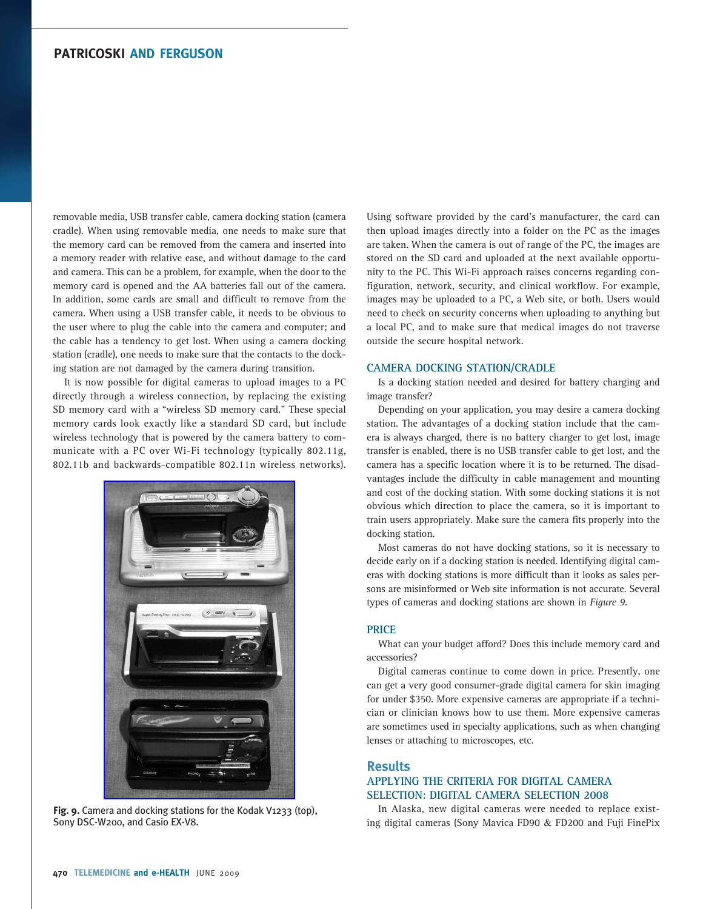removable media, USB transfer cable, camera docking station (camera cradle). When using removable media, one needs to make sure that the memory card can be removed from the camera and inserted into a memory reader with relative ease, and without damage to the card and camera. This can be a problem, for example, when the door to the memory card is opened and the AA batteries fall out of the camera. In addition, some cards are small and difficult to remove from the camera. When using a USB transfer cable, it needs to be obvious to the user where to plug the cable into the camera and computer; and the cable has a tendency to get lost. When using a camera docking station (cradle), one needs to make sure that the contacts to the docking station are not damaged by the camera during transition.

It is now possible for digital cameras to upload images to a PC directly through a wireless connection, by replacing the existing SD memory card with a "wireless SD memory card." These special memory cards look exactly like a standard SD card, but include wireless technology that is powered by the camera battery to communicate with a PC over Wi-Fi technology (typically 802.11g, 802.11b and backwards-compatible 802.11n wireless networks).

Fig. 9. Camera and docking stations for the Kodak V1233 (top), Sony DSC-W200, and Casio EX-V8.

Using software provided by the card's manufacturer, the card can then upload images directly into a folder on the PC as the images are taken. When the camera is out of range of the PC, the images are stored on the SD card and uploaded at the next available opportunity to the PC. This Wi-Fi approach raises concerns regarding configuration, network, security, and clinical workflow. For example, images may be uploaded to a PC, a Web site, or both. Users would need to check on security concerns when uploading to anything but a local PC, and to make sure that medical images do not traverse outside the secure hospital network.

### CAMERA DOCKING STATION/CRADLE

Is a docking station needed and desired for battery charging and image transfer?

Depending on your application, you may desire a camera docking station. The advantages of a docking station include that the camera is always charged, there is no battery charger to get lost, image transfer is enabled, there is no USB transfer cable to get lost, and the camera has a specific location where it is to be returned. The disadvantages include the difficulty in cable management and mounting and cost of the docking station. With some docking stations it is not obvious which direction to place the camera, so it is important to train users appropriately. Make sure the camera fits properly into the docking station.

Most cameras do not have docking stations, so it is necessary to decide early on if a docking station is needed. Identifying digital cameras with docking stations is more difficult than it looks as sales persons are misinformed or Web site information is not accurate. Several types of cameras and docking stations are shown in *Figure 9*.

### PRICE

What can your budget afford? Does this include memory card and accessories?

Digital cameras continue to come down in price. Presently, one can get a very good consumer-grade digital camera for skin imaging for under $350. More expensive cameras are appropriate if a technician or clinician knows how to use them. More expensive cameras are sometimes used in specialty applications, such as when changing lenses or attaching to microscopes, etc.

## Results

### APPLYING THE CRITERIA FOR DIGITAL CAMERA SELECTION: DIGITAL CAMERA SELECTION 2008

In Alaska, new digital cameras were needed to replace existing digital cameras (Sony Mavica FD90 & FD200 and Fuji FinePix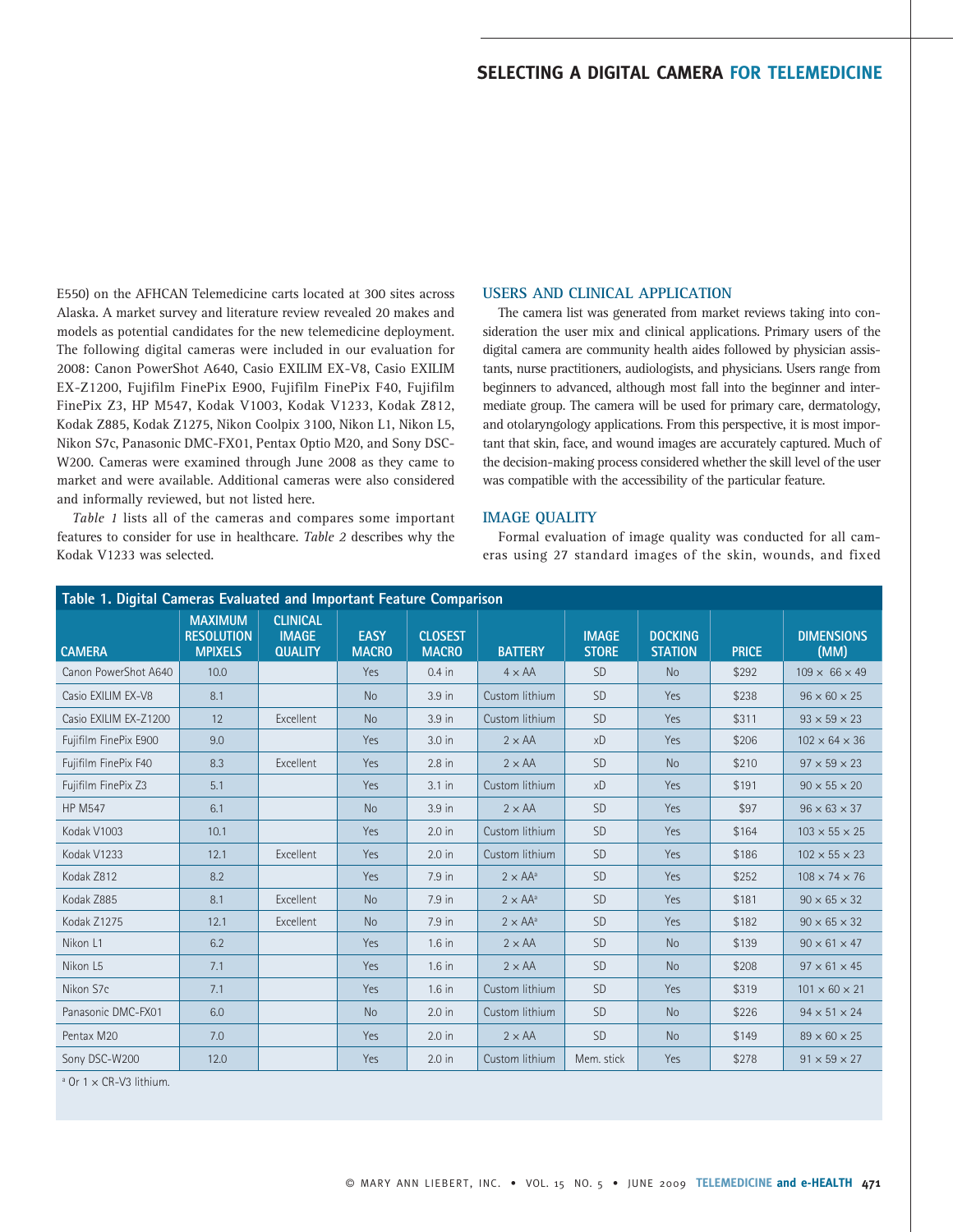E550) on the AFHCAN Telemedicine carts located at 300 sites across Alaska. A market survey and literature review revealed 20 makes and models as potential candidates for the new telemedicine deployment. The following digital cameras were included in our evaluation for 2008: Canon PowerShot A640, Casio EXILIM EX-V8, Casio EXILIM EX-Z1200, Fujifilm FinePix E900, Fujifilm FinePix F40, Fujifilm FinePix Z3, HP M547, Kodak V1003, Kodak V1233, Kodak Z812, Kodak Z885, Kodak Z1275, Nikon Coolpix 3100, Nikon L1, Nikon L5, Nikon S7c, Panasonic DMC-FX01, Pentax Optio M20, and Sony DSC-W200. Cameras were examined through June 2008 as they came to market and were available. Additional cameras were also considered and informally reviewed, but not listed here.

*Table 1* lists all of the cameras and compares some important features to consider for use in healthcare. *Table 2* describes why the Kodak V1233 was selected.

## USERS AND CLINICAL APPLICATION

The camera list was generated from market reviews taking into consideration the user mix and clinical applications. Primary users of the digital camera are community health aides followed by physician assistants, nurse practitioners, audiologists, and physicians. Users range from beginners to advanced, although most fall into the beginner and intermediate group. The camera will be used for primary care, dermatology, and otolaryngology applications. From this perspective, it is most important that skin, face, and wound images are accurately captured. Much of the decision-making process considered whether the skill level of the user was compatible with the accessibility of the particular feature.

## IMAGE QUALITY

Formal evaluation of image quality was conducted for all cameras using 27 standard images of the skin, wounds, and fixed

**Table 1. Digital Cameras Evaluated and Important Feature Comparison**

| CAMERA | MAXIMUM RESOLUTION MPIXELS | CLINICAL IMAGE QUALITY | EASY MACRO | CLOSEST MACRO | BATTERY | IMAGE STORE | DOCKING STATION | PRICE | DIMENSIONS (MM) |
|---|---|---|---|---|---|---|---|---|---|
| Canon PowerShot A640 | 10.0 | | Yes | 0.4 in | 4 × AA | SD | No | $292 | 109 × 66 × 49 |
| Casio EXILIM EX-V8 | 8.1 | | No | 3.9 in | Custom lithium | SD | Yes | $238 | 96 × 60 × 25 |
| Casio EXILIM EX-Z1200 | 12 | Excellent | No | 3.9 in | Custom lithium | SD | Yes | $311 | 93 × 59 × 23 |
| Fujifilm FinePix E900 | 9.0 | | Yes | 3.0 in | 2 × AA | xD | Yes | $206 | 102 × 64 × 36 |
| Fujifilm FinePix F40 | 8.3 | Excellent | Yes | 2.8 in | 2 × AA | SD | No | $210 | 97 × 59 × 23 |
| Fujifilm FinePix Z3 | 5.1 | | Yes | 3.1 in | Custom lithium | xD | Yes | $191 | 90 × 55 × 20 |
| HP M547 | 6.1 | | No | 3.9 in | 2 × AA | SD | Yes | $97 | 96 × 63 × 37 |
| Kodak V1003 | 10.1 | | Yes | 2.0 in | Custom lithium | SD | Yes | $164 | 103 × 55 × 25 |
| Kodak V1233 | 12.1 | Excellent | Yes | 2.0 in | Custom lithium | SD | Yes | $186 | 102 × 55 × 23 |
| Kodak Z812 | 8.2 | | Yes | 7.9 in | 2 × AA[a] | SD | Yes | $252 | 108 × 74 × 76 |
| Kodak Z885 | 8.1 | Excellent | No | 7.9 in | 2 × AA[a] | SD | Yes | $181 | 90 × 65 × 32 |
| Kodak Z1275 | 12.1 | Excellent | No | 7.9 in | 2 × AA[a] | SD | Yes | $182 | 90 × 65 × 32 |
| Nikon L1 | 6.2 | | Yes | 1.6 in | 2 × AA | SD | No | $139 | 90 × 61 × 47 |
| Nikon L5 | 7.1 | | Yes | 1.6 in | 2 × AA | SD | No | $208 | 97 × 61 × 45 |
| Nikon S7c | 7.1 | | Yes | 1.6 in | Custom lithium | SD | Yes | $319 | 101 × 60 × 21 |
| Panasonic DMC-FX01 | 6.0 | | No | 2.0 in | Custom lithium | SD | No | $226 | 94 × 51 × 24 |
| Pentax M20 | 7.0 | | Yes | 2.0 in | 2 × AA | SD | No | $149 | 89 × 60 × 25 |
| Sony DSC-W200 | 12.0 | | Yes | 2.0 in | Custom lithium | Mem. stick | Yes | $278 | 91 × 59 × 27 |

[a] Or 1 × CR-V3 lithium.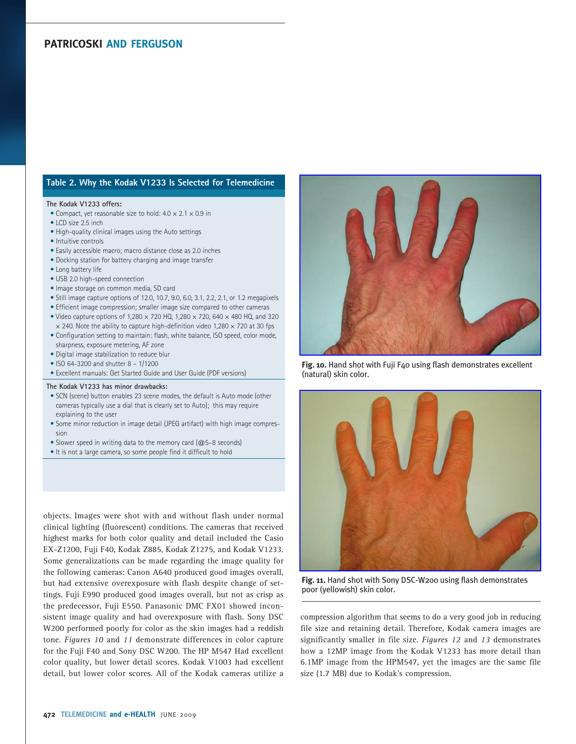### Table 2. Why the Kodak V1233 Is Selected for Telemedicine

**The Kodak V1233 offers:**

- Compact, yet reasonable size to hold: 4.0 × 2.1 × 0.9 in
- LCD size 2.5 inch
- High-quality clinical images using the Auto settings
- Intuitive controls
- Easily accessible macro; macro distance close as 2.0 inches
- Docking station for battery charging and image transfer
- Long battery life
- USB 2.0 high-speed connection
- Image storage on common media, SD card
- Still image capture options of 12.0, 10.7, 9.0, 6.0, 3.1, 2.2, 2.1, or 1.2 megapixels
- Efficient image compression; smaller image size compared to other cameras
- Video capture options of 1,280 × 720 HQ, 1,280 × 720, 640 × 480 HQ, and 320 × 240. Note the ability to capture high-definition video 1,280 × 720 at 30 fps
- Configuration setting to maintain: flash, white balance, ISO speed, color mode, sharpness, exposure metering, AF zone
- Digital image stabilization to reduce blur
- ISO 64-3200 and shutter 8 – 1/1200
- Excellent manuals: Get Started Guide and User Guide (PDF versions)

**The Kodak V1233 has minor drawbacks:**

- SCN (scene) button enables 23 scene modes, the default is Auto mode (other cameras typically use a dial that is clearly set to Auto); this may require explaining to the user
- Some minor reduction in image detail (JPEG artifact) with high image compression
- Slower speed in writing data to the memory card (@5–8 seconds)
- It is not a large camera, so some people find it difficult to hold

objects. Images were shot with and without flash under normal clinical lighting (fluorescent) conditions. The cameras that received highest marks for both color quality and detail included the Casio EX-Z1200, Fuji F40, Kodak Z885, Kodak Z1275, and Kodak V1233. Some generalizations can be made regarding the image quality for the following cameras: Canon A640 produced good images overall, but had extensive overexposure with flash despite change of settings. Fuji E990 produced good images overall, but not as crisp as the predecessor, Fuji E550. Panasonic DMC FX01 showed inconsistent image quality and had overexposure with flash. Sony DSC W200 performed poorly for color as the skin images had a reddish tone. *Figures 10* and *11* demonstrate differences in color capture for the Fuji F40 and Sony DSC W200. The HP M547 Had excellent color quality, but lower detail scores. Kodak V1003 had excellent detail, but lower color scores. All of the Kodak cameras utilize a compression algorithm that seems to do a very good job in reducing file size and retaining detail. Therefore, Kodak camera images are significantly smaller in file size. *Figures 12* and *13* demonstrates how a 12MP image from the Kodak V1233 has more detail than 6.1MP image from the HPM547, yet the images are the same file size (1.7 MB) due to Kodak's compression.

**Fig. 10.** Hand shot with Fuji F40 using flash demonstrates excellent (natural) skin color.

**Fig. 11.** Hand shot with Sony DSC-W200 using flash demonstrates poor (yellowish) skin color.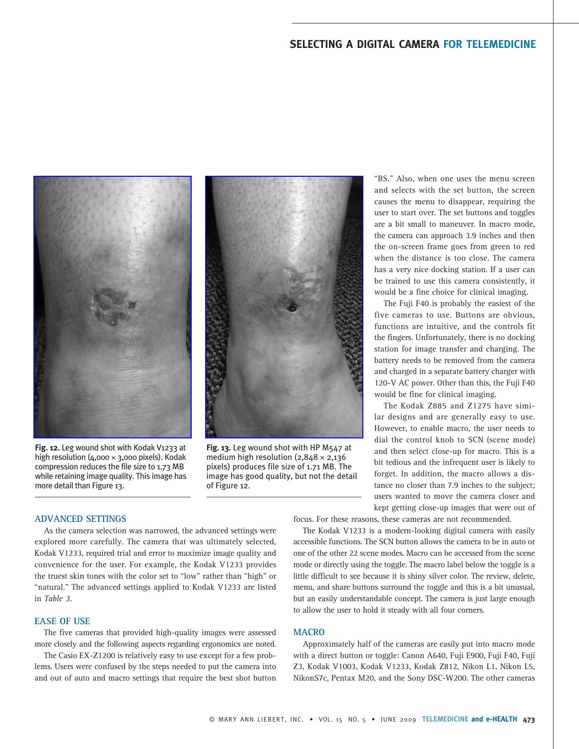Fig. 12. Leg wound shot with Kodak V1233 at high resolution (4,000 × 3,000 pixels). Kodak compression reduces the file size to 1.73 MB while retaining image quality. This image has more detail than Figure 13.

Fig. 13. Leg wound shot with HP M547 at medium high resolution (2,848 × 2,136 pixels) produces file size of 1.71 MB. The image has good quality, but not the detail of Figure 12.

## ADVANCED SETTINGS

As the camera selection was narrowed, the advanced settings were explored more carefully. The camera that was ultimately selected, Kodak V1233, required trial and error to maximize image quality and convenience for the user. For example, the Kodak V1233 provides the truest skin tones with the color set to "low" rather than "high" or "natural." The advanced settings applied to Kodak V1233 are listed in *Table 3*.

## EASE OF USE

The five cameras that provided high-quality images were assessed more closely and the following aspects regarding ergonomics are noted.

The Casio EX-Z1200 is relatively easy to use except for a few problems. Users were confused by the steps needed to put the camera into and out of auto and macro settings that require the best shot button "BS." Also, when one uses the menu screen and selects with the set button, the screen causes the menu to disappear, requiring the user to start over. The set buttons and toggles are a bit small to maneuver. In macro mode, the camera can approach 3.9 inches and then the on-screen frame goes from green to red when the distance is too close. The camera has a very nice docking station. If a user can be trained to use this camera consistently, it would be a fine choice for clinical imaging.

The Fuji F40 is probably the easiest of the five cameras to use. Buttons are obvious, functions are intuitive, and the controls fit the fingers. Unfortunately, there is no docking station for image transfer and charging. The battery needs to be removed from the camera and charged in a separate battery charger with 120-V AC power. Other than this, the Fuji F40 would be fine for clinical imaging.

The Kodak Z885 and Z1275 have similar designs and are generally easy to use. However, to enable macro, the user needs to dial the control knob to SCN (scene mode) and then select close-up for macro. This is a bit tedious and the infrequent user is likely to forget. In addition, the macro allows a distance no closer than 7.9 inches to the subject; users wanted to move the camera closer and kept getting close-up images that were out of focus. For these reasons, these cameras are not recommended.

The Kodak V1233 is a modern-looking digital camera with easily accessible functions. The SCN button allows the camera to be in auto or one of the other 22 scene modes. Macro can be accessed from the scene mode or directly using the toggle. The macro label below the toggle is a little difficult to see because it is shiny silver color. The review, delete, menu, and share buttons surround the toggle and this is a bit unusual, but an easily understandable concept. The camera is just large enough to allow the user to hold it steady with all four corners.

## MACRO

Approximately half of the cameras are easily put into macro mode with a direct button or toggle: Canon A640, Fuji E900, Fuji F40, Fuji Z3, Kodak V1003, Kodak V1233, Kodak Z812, Nikon L1, Nikon L5, NikonS7c, Pentax M20, and the Sony DSC-W200. The other cameras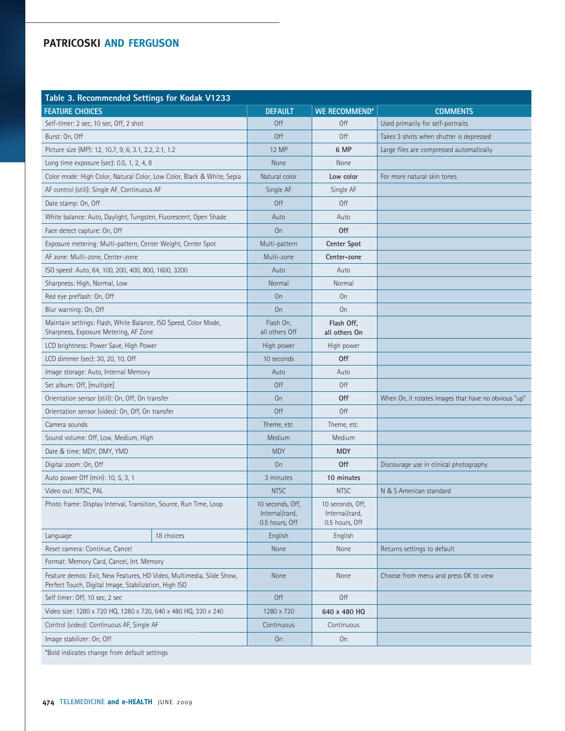**Table 3. Recommended Settings for Kodak V1233**

| FEATURE CHOICES | DEFAULT | WE RECOMMEND* | COMMENTS |
|---|---|---|---|
| Self-timer: 2 sec, 10 sec, Off, 2 shot | Off | Off | Used primarily for self-portraits |
| Burst: On, Off | Off | Off | Takes 3 shots when shutter is depressed |
| Picture size (MP): 12, 10.7, 9, 6, 3.1, 2.2, 2.1, 1.2 | 12 MP | **6 MP** | Large files are compressed automatically |
| Long time exposure (sec): 0.5, 1, 2, 4, 8 | None | None | |
| Color mode: High Color, Natural Color, Low Color, Black & White, Sepia | Natural color | **Low color** | For more natural skin tones |
| AF control (still): Single AF, Continuous AF | Single AF | Single AF | |
| Date stamp: On, Off | Off | Off | |
| White balance: Auto, Daylight, Tungsten, Fluorescent, Open Shade | Auto | Auto | |
| Face detect capture: On, Off | On | **Off** | |
| Exposure metering: Multi-pattern, Center Weight, Center Spot | Multi-pattern | **Center Spot** | |
| AF zone: Multi-zone, Center-zone | Multi-zone | **Center-zone** | |
| ISO speed: Auto, 64, 100, 200, 400, 800, 1600, 3200 | Auto | Auto | |
| Sharpness: High, Normal, Low | Normal | Normal | |
| Red eye preflash: On, Off | On | On | |
| Blur warning: On, Off | On | On | |
| Maintain settings: Flash, White Balance, ISO Speed, Color Mode, Sharpness, Exposure Metering, AF Zone | Flash On, all others Off | **Flash Off, all others On** | |
| LCD brightness: Power Save, High Power | High power | High power | |
| LCD dimmer (sec): 30, 20, 10, Off | 10 seconds | **Off** | |
| Image storage: Auto, Internal Memory | Auto | Auto | |
| Set album: Off, [multiple] | Off | Off | |
| Orientation sensor (still): On, Off, On transfer | On | **Off** | When On, it rotates images that have no obvious "up" |
| Orientation sensor (video): On, Off, On transfer | Off | Off | |
| Camera sounds | Theme, etc. | Theme, etc. | |
| Sound volume: Off, Low, Medium, High | Medium | Medium | |
| Date & time: MDY, DMY, YMD | MDY | **MDY** | |
| Digital zoom: On, Off | On | **Off** | Discourage use in clinical photography |
| Auto power Off (min): 10, 5, 3, 1 | 3 minutes | **10 minutes** | |
| Video out: NTSC, PAL | NTSC | NTSC | N & S American standard |
| Photo frame: Display Interval, Transition, Source, Run Time, Loop | 10 seconds, Off, Internal/card, 0.5 hours, Off | 10 seconds, Off, Internal/card, 0.5 hours, Off | |
| Language — 18 choices | English | English | |
| Reset camera: Continue, Cancel | None | None | Returns settings to default |
| Format: Memory Card, Cancel, Int. Memory | | | |
| Feature demos: Exit, New Features, HD Video, Multimedia, Slide Show, Perfect Touch, Digital Image, Stabilization, High ISO | None | None | Choose from menu and press OK to view |
| Self timer: Off, 10 sec, 2 sec | Off | Off | |
| Video size: 1280 x 720 HQ, 1280 x 720, 640 x 480 HQ, 320 x 240 | 1280 x 720 | **640 x 480 HQ** | |
| Control (video): Continuous AF, Single AF | Continuous | Continuous | |
| Image stabilizer: On, Off | On | On | |

*Bold indicates change from default settings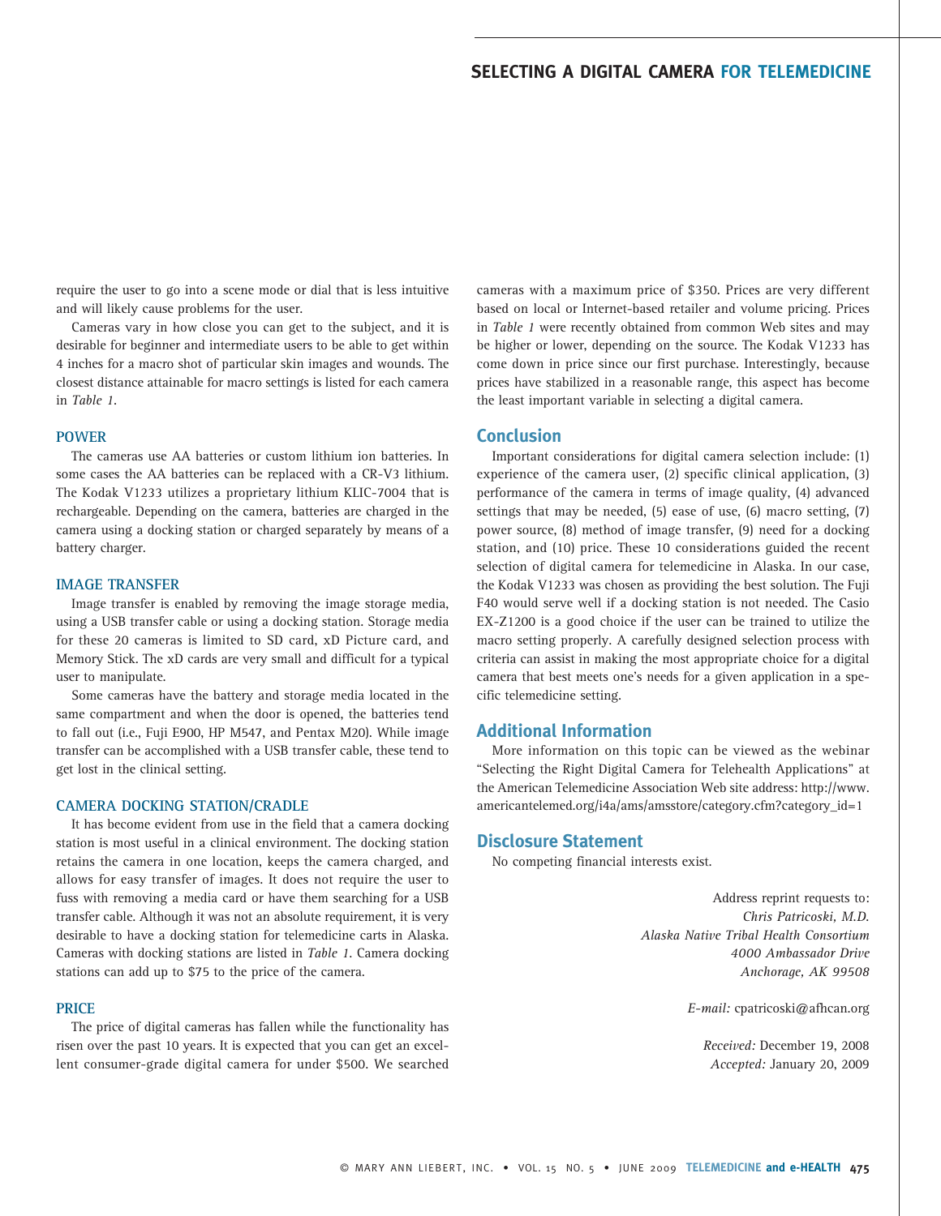require the user to go into a scene mode or dial that is less intuitive and will likely cause problems for the user.

Cameras vary in how close you can get to the subject, and it is desirable for beginner and intermediate users to be able to get within 4 inches for a macro shot of particular skin images and wounds. The closest distance attainable for macro settings is listed for each camera in *Table 1*.

### POWER

The cameras use AA batteries or custom lithium ion batteries. In some cases the AA batteries can be replaced with a CR-V3 lithium. The Kodak V1233 utilizes a proprietary lithium KLIC-7004 that is rechargeable. Depending on the camera, batteries are charged in the camera using a docking station or charged separately by means of a battery charger.

### IMAGE TRANSFER

Image transfer is enabled by removing the image storage media, using a USB transfer cable or using a docking station. Storage media for these 20 cameras is limited to SD card, xD Picture card, and Memory Stick. The xD cards are very small and difficult for a typical user to manipulate.

Some cameras have the battery and storage media located in the same compartment and when the door is opened, the batteries tend to fall out (i.e., Fuji E900, HP M547, and Pentax M20). While image transfer can be accomplished with a USB transfer cable, these tend to get lost in the clinical setting.

### CAMERA DOCKING STATION/CRADLE

It has become evident from use in the field that a camera docking station is most useful in a clinical environment. The docking station retains the camera in one location, keeps the camera charged, and allows for easy transfer of images. It does not require the user to fuss with removing a media card or have them searching for a USB transfer cable. Although it was not an absolute requirement, it is very desirable to have a docking station for telemedicine carts in Alaska. Cameras with docking stations are listed in *Table 1*. Camera docking stations can add up to $75 to the price of the camera.

### PRICE

The price of digital cameras has fallen while the functionality has risen over the past 10 years. It is expected that you can get an excellent consumer-grade digital camera for under $500. We searched cameras with a maximum price of $350. Prices are very different based on local or Internet-based retailer and volume pricing. Prices in *Table 1* were recently obtained from common Web sites and may be higher or lower, depending on the source. The Kodak V1233 has come down in price since our first purchase. Interestingly, because prices have stabilized in a reasonable range, this aspect has become the least important variable in selecting a digital camera.

## Conclusion

Important considerations for digital camera selection include: (1) experience of the camera user, (2) specific clinical application, (3) performance of the camera in terms of image quality, (4) advanced settings that may be needed, (5) ease of use, (6) macro setting, (7) power source, (8) method of image transfer, (9) need for a docking station, and (10) price. These 10 considerations guided the recent selection of digital camera for telemedicine in Alaska. In our case, the Kodak V1233 was chosen as providing the best solution. The Fuji F40 would serve well if a docking station is not needed. The Casio EX-Z1200 is a good choice if the user can be trained to utilize the macro setting properly. A carefully designed selection process with criteria can assist in making the most appropriate choice for a digital camera that best meets one's needs for a given application in a specific telemedicine setting.

## Additional Information

More information on this topic can be viewed as the webinar "Selecting the Right Digital Camera for Telehealth Applications" at the American Telemedicine Association Web site address: http://www.americantelemed.org/i4a/ams/amsstore/category.cfm?category_id=1

## Disclosure Statement

No competing financial interests exist.

Address reprint requests to:
*Chris Patricoski, M.D.*
*Alaska Native Tribal Health Consortium*
*4000 Ambassador Drive*
*Anchorage, AK 99508*

*E-mail:* cpatricoski@afhcan.org

*Received:* December 19, 2008
*Accepted:* January 20, 2009